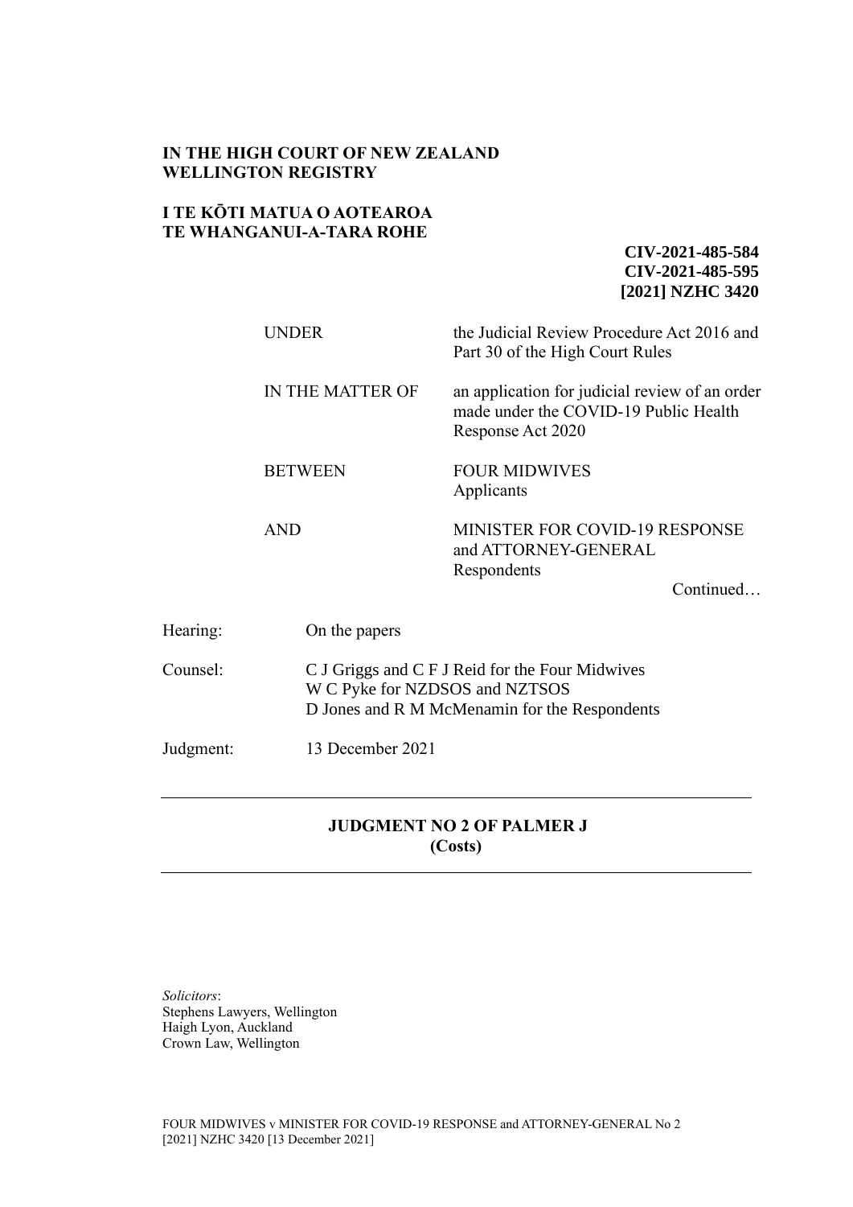**IN THE HIGH COURT OF NEW ZEALAND**
**WELLINGTON REGISTRY**

**I TE KŌTI MATUA O AOTEAROA**
**TE WHANGANUI-A-TARA ROHE**

**CIV-2021-485-584**
**CIV-2021-485-595**
**[2021] NZHC 3420**

| | |
|---|---|
| UNDER | the Judicial Review Procedure Act 2016 and Part 30 of the High Court Rules |
| IN THE MATTER OF | an application for judicial review of an order made under the COVID-19 Public Health Response Act 2020 |
| BETWEEN | FOUR MIDWIVES<br>Applicants |
| AND | MINISTER FOR COVID-19 RESPONSE and ATTORNEY-GENERAL<br>Respondents |

Continued…

| | |
|---|---|
| Hearing: | On the papers |
| Counsel: | C J Griggs and C F J Reid for the Four Midwives<br>W C Pyke for NZDSOS and NZTSOS<br>D Jones and R M McMenamin for the Respondents |
| Judgment: | 13 December 2021 |

---

**JUDGMENT NO 2 OF PALMER J**
**(Costs)**

---

*Solicitors*:
Stephens Lawyers, Wellington
Haigh Lyon, Auckland
Crown Law, Wellington

FOUR MIDWIVES v MINISTER FOR COVID-19 RESPONSE and ATTORNEY-GENERAL No 2
[2021] NZHC 3420 [13 December 2021]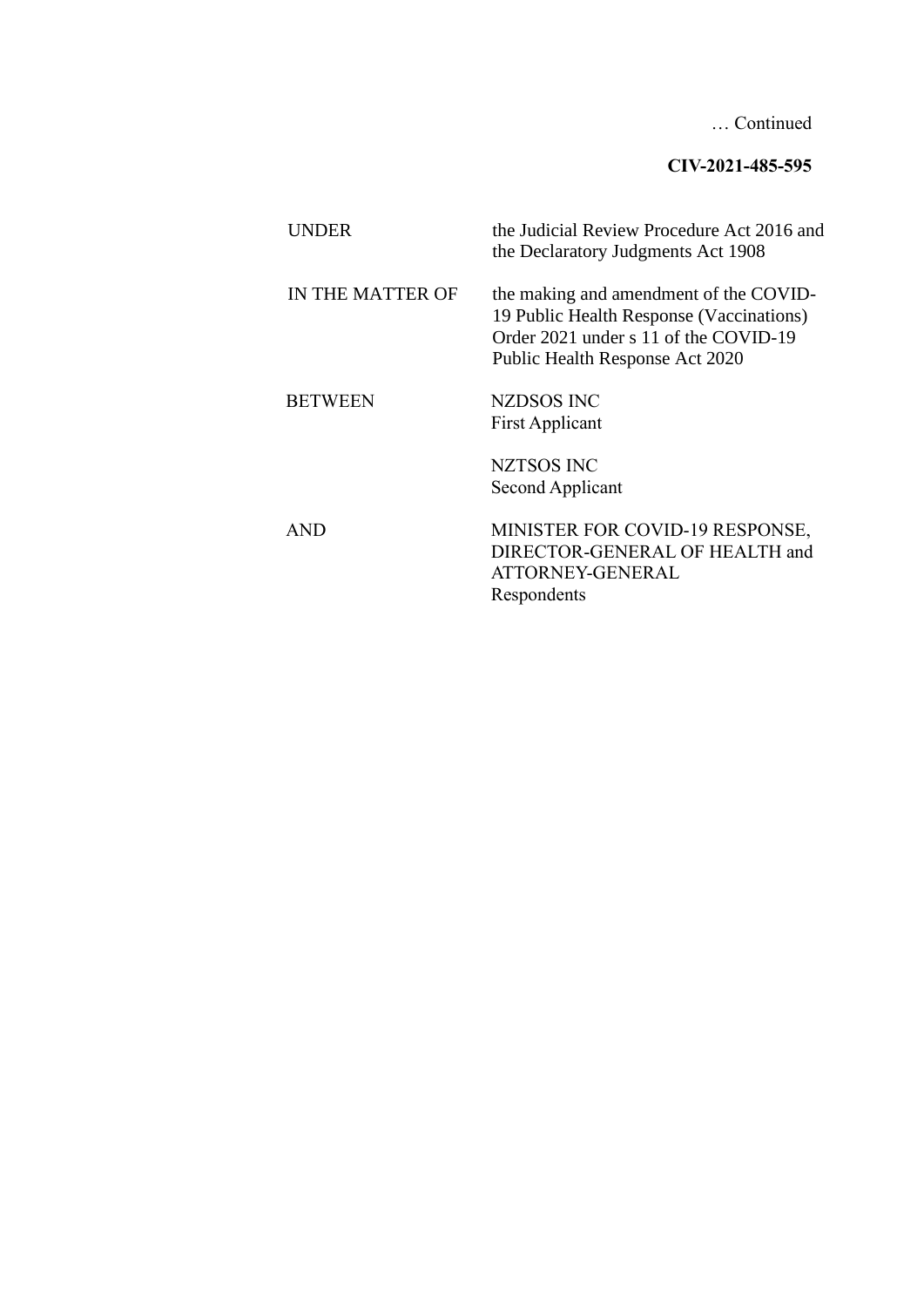… Continued

**CIV-2021-485-595**

| | |
|---|---|
| UNDER | the Judicial Review Procedure Act 2016 and the Declaratory Judgments Act 1908 |
| IN THE MATTER OF | the making and amendment of the COVID-19 Public Health Response (Vaccinations) Order 2021 under s 11 of the COVID-19 Public Health Response Act 2020 |
| BETWEEN | NZDSOS INC<br>First Applicant |
| | NZTSOS INC<br>Second Applicant |
| AND | MINISTER FOR COVID-19 RESPONSE, DIRECTOR-GENERAL OF HEALTH and ATTORNEY-GENERAL<br>Respondents |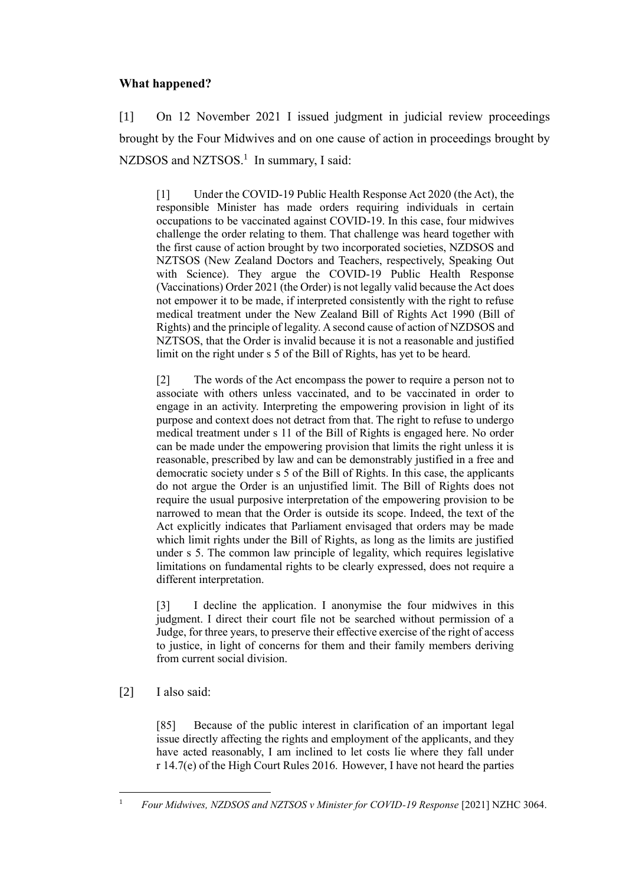## What happened?

[1] On 12 November 2021 I issued judgment in judicial review proceedings brought by the Four Midwives and on one cause of action in proceedings brought by NZDSOS and NZTSOS.[1] In summary, I said:

> [1] Under the COVID-19 Public Health Response Act 2020 (the Act), the responsible Minister has made orders requiring individuals in certain occupations to be vaccinated against COVID-19. In this case, four midwives challenge the order relating to them. That challenge was heard together with the first cause of action brought by two incorporated societies, NZDSOS and NZTSOS (New Zealand Doctors and Teachers, respectively, Speaking Out with Science). They argue the COVID-19 Public Health Response (Vaccinations) Order 2021 (the Order) is not legally valid because the Act does not empower it to be made, if interpreted consistently with the right to refuse medical treatment under the New Zealand Bill of Rights Act 1990 (Bill of Rights) and the principle of legality. A second cause of action of NZDSOS and NZTSOS, that the Order is invalid because it is not a reasonable and justified limit on the right under s 5 of the Bill of Rights, has yet to be heard.
>
> [2] The words of the Act encompass the power to require a person not to associate with others unless vaccinated, and to be vaccinated in order to engage in an activity. Interpreting the empowering provision in light of its purpose and context does not detract from that. The right to refuse to undergo medical treatment under s 11 of the Bill of Rights is engaged here. No order can be made under the empowering provision that limits the right unless it is reasonable, prescribed by law and can be demonstrably justified in a free and democratic society under s 5 of the Bill of Rights. In this case, the applicants do not argue the Order is an unjustified limit. The Bill of Rights does not require the usual purposive interpretation of the empowering provision to be narrowed to mean that the Order is outside its scope. Indeed, the text of the Act explicitly indicates that Parliament envisaged that orders may be made which limit rights under the Bill of Rights, as long as the limits are justified under s 5. The common law principle of legality, which requires legislative limitations on fundamental rights to be clearly expressed, does not require a different interpretation.
>
> [3] I decline the application. I anonymise the four midwives in this judgment. I direct their court file not be searched without permission of a Judge, for three years, to preserve their effective exercise of the right of access to justice, in light of concerns for them and their family members deriving from current social division.

[2] I also said:

> [85] Because of the public interest in clarification of an important legal issue directly affecting the rights and employment of the applicants, and they have acted reasonably, I am inclined to let costs lie where they fall under r 14.7(e) of the High Court Rules 2016. However, I have not heard the parties

---

[1] *Four Midwives, NZDSOS and NZTSOS v Minister for COVID-19 Response* [2021] NZHC 3064.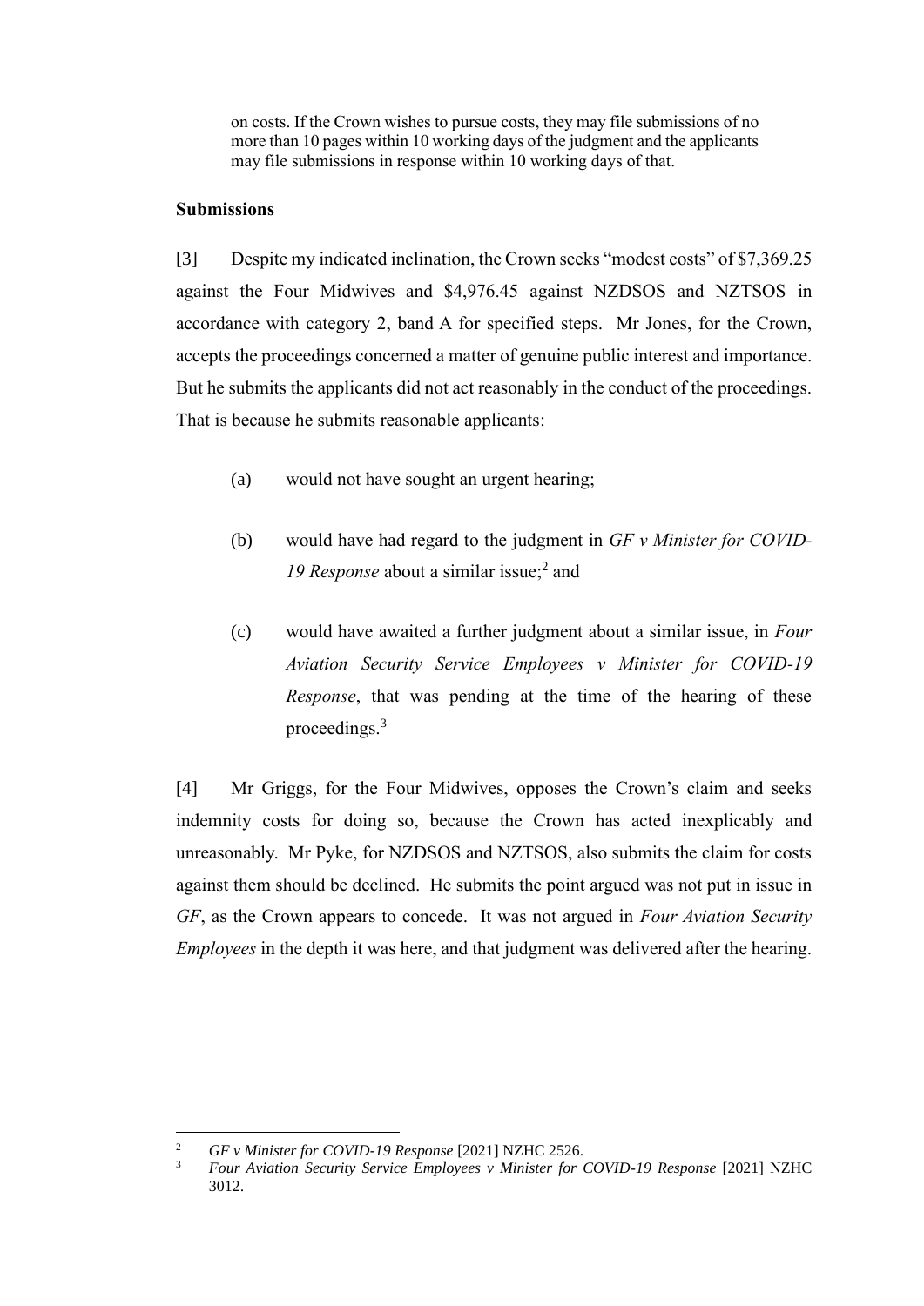> on costs. If the Crown wishes to pursue costs, they may file submissions of no more than 10 pages within 10 working days of the judgment and the applicants may file submissions in response within 10 working days of that.

**Submissions**

[3] Despite my indicated inclination, the Crown seeks "modest costs" of $7,369.25 against the Four Midwives and $4,976.45 against NZDSOS and NZTSOS in accordance with category 2, band A for specified steps. Mr Jones, for the Crown, accepts the proceedings concerned a matter of genuine public interest and importance. But he submits the applicants did not act reasonably in the conduct of the proceedings. That is because he submits reasonable applicants:

(a) would not have sought an urgent hearing;

(b) would have had regard to the judgment in *GF v Minister for COVID-19 Response* about a similar issue;[2] and

(c) would have awaited a further judgment about a similar issue, in *Four Aviation Security Service Employees v Minister for COVID-19 Response*, that was pending at the time of the hearing of these proceedings.[3]

[4] Mr Griggs, for the Four Midwives, opposes the Crown's claim and seeks indemnity costs for doing so, because the Crown has acted inexplicably and unreasonably. Mr Pyke, for NZDSOS and NZTSOS, also submits the claim for costs against them should be declined. He submits the point argued was not put in issue in *GF*, as the Crown appears to concede. It was not argued in *Four Aviation Security Employees* in the depth it was here, and that judgment was delivered after the hearing.

---

[2] *GF v Minister for COVID-19 Response* [2021] NZHC 2526.

[3] *Four Aviation Security Service Employees v Minister for COVID-19 Response* [2021] NZHC 3012.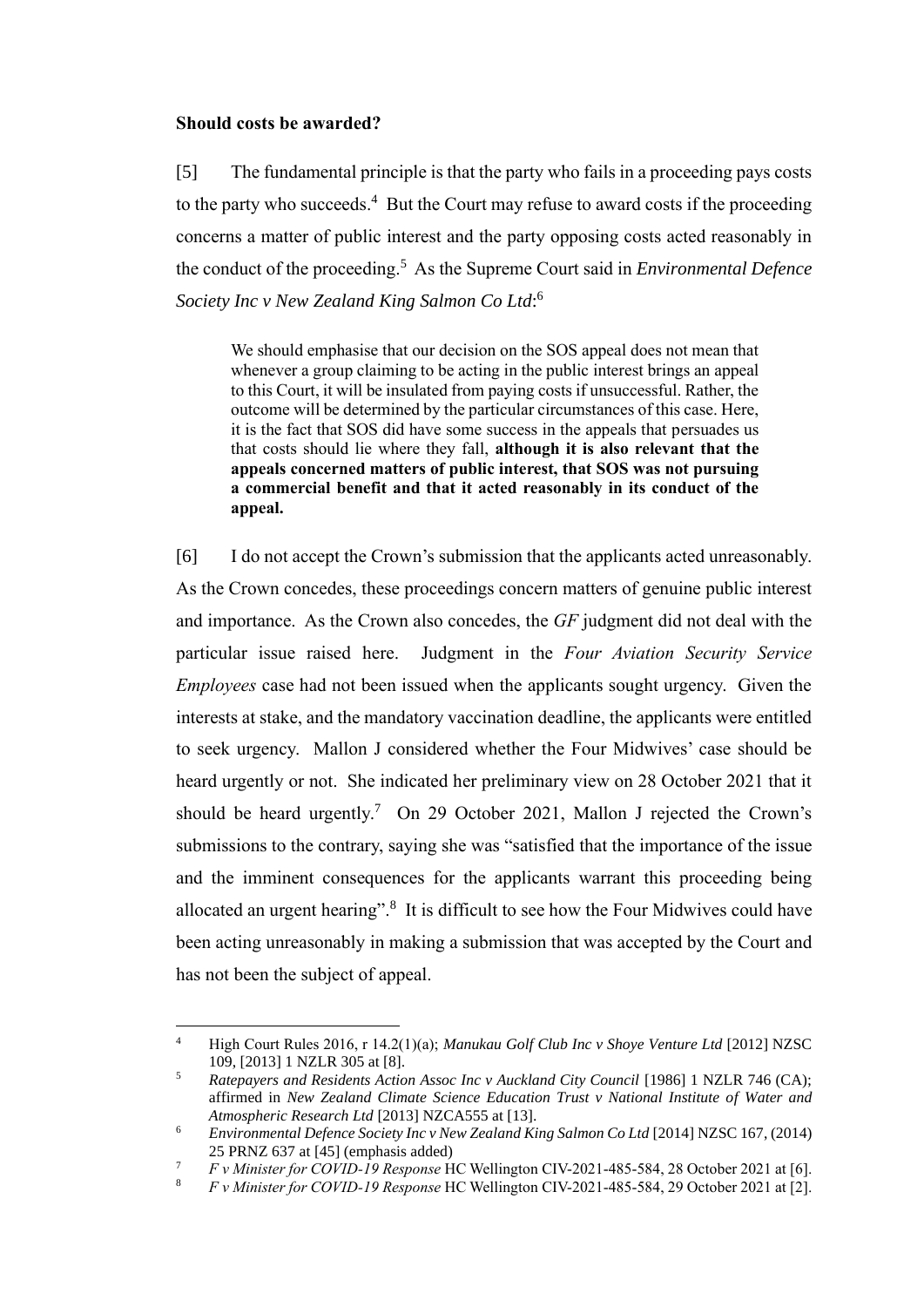**Should costs be awarded?**

[5] The fundamental principle is that the party who fails in a proceeding pays costs to the party who succeeds.[4] But the Court may refuse to award costs if the proceeding concerns a matter of public interest and the party opposing costs acted reasonably in the conduct of the proceeding.[5] As the Supreme Court said in *Environmental Defence Society Inc v New Zealand King Salmon Co Ltd*:[6]

> We should emphasise that our decision on the SOS appeal does not mean that whenever a group claiming to be acting in the public interest brings an appeal to this Court, it will be insulated from paying costs if unsuccessful. Rather, the outcome will be determined by the particular circumstances of this case. Here, it is the fact that SOS did have some success in the appeals that persuades us that costs should lie where they fall, **although it is also relevant that the appeals concerned matters of public interest, that SOS was not pursuing a commercial benefit and that it acted reasonably in its conduct of the appeal.**

[6] I do not accept the Crown's submission that the applicants acted unreasonably. As the Crown concedes, these proceedings concern matters of genuine public interest and importance. As the Crown also concedes, the *GF* judgment did not deal with the particular issue raised here. Judgment in the *Four Aviation Security Service Employees* case had not been issued when the applicants sought urgency. Given the interests at stake, and the mandatory vaccination deadline, the applicants were entitled to seek urgency. Mallon J considered whether the Four Midwives' case should be heard urgently or not. She indicated her preliminary view on 28 October 2021 that it should be heard urgently.[7] On 29 October 2021, Mallon J rejected the Crown's submissions to the contrary, saying she was "satisfied that the importance of the issue and the imminent consequences for the applicants warrant this proceeding being allocated an urgent hearing".[8] It is difficult to see how the Four Midwives could have been acting unreasonably in making a submission that was accepted by the Court and has not been the subject of appeal.

---

[4] High Court Rules 2016, r 14.2(1)(a); *Manukau Golf Club Inc v Shoye Venture Ltd* [2012] NZSC 109, [2013] 1 NZLR 305 at [8].

[5] *Ratepayers and Residents Action Assoc Inc v Auckland City Council* [1986] 1 NZLR 746 (CA); affirmed in *New Zealand Climate Science Education Trust v National Institute of Water and Atmospheric Research Ltd* [2013] NZCA555 at [13].

[6] *Environmental Defence Society Inc v New Zealand King Salmon Co Ltd* [2014] NZSC 167, (2014) 25 PRNZ 637 at [45] (emphasis added)

[7] *F v Minister for COVID-19 Response* HC Wellington CIV-2021-485-584, 28 October 2021 at [6].

[8] *F v Minister for COVID-19 Response* HC Wellington CIV-2021-485-584, 29 October 2021 at [2].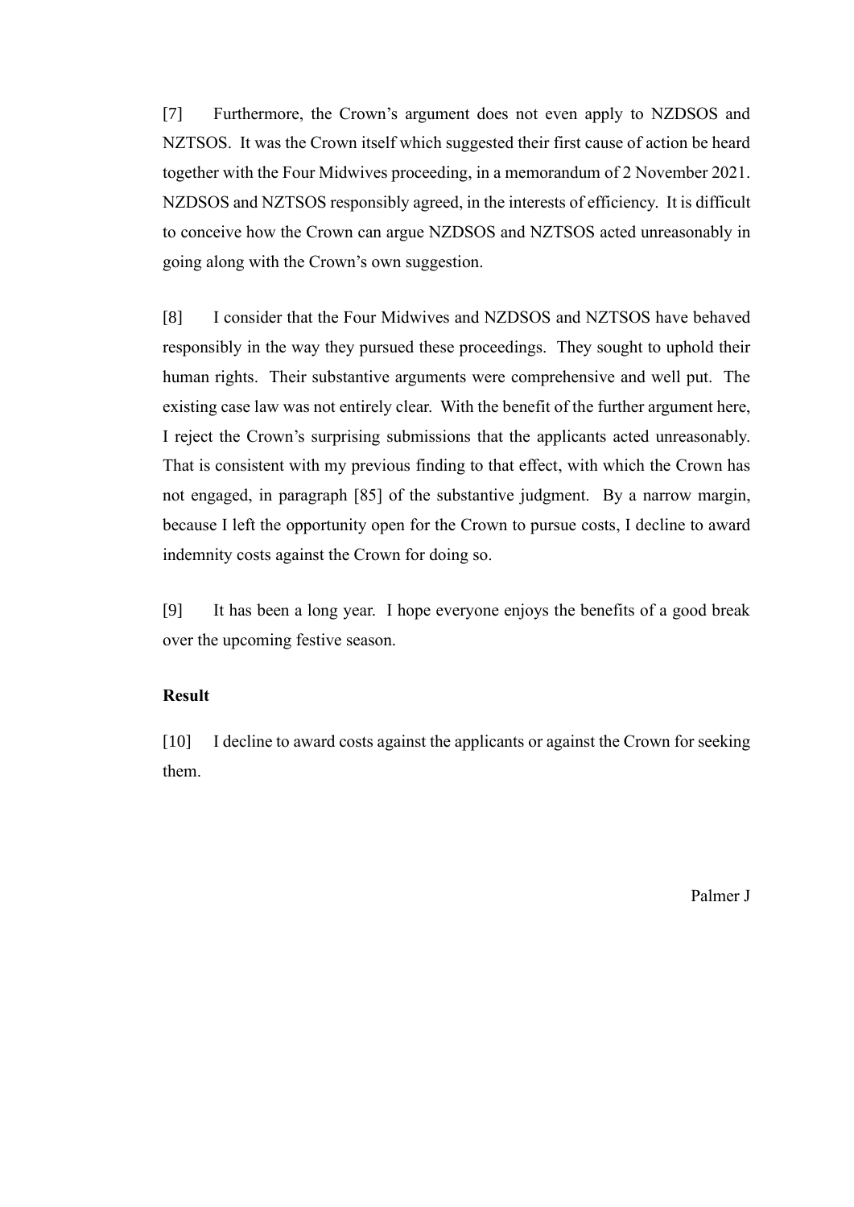[7] Furthermore, the Crown's argument does not even apply to NZDSOS and NZTSOS. It was the Crown itself which suggested their first cause of action be heard together with the Four Midwives proceeding, in a memorandum of 2 November 2021. NZDSOS and NZTSOS responsibly agreed, in the interests of efficiency. It is difficult to conceive how the Crown can argue NZDSOS and NZTSOS acted unreasonably in going along with the Crown's own suggestion.

[8] I consider that the Four Midwives and NZDSOS and NZTSOS have behaved responsibly in the way they pursued these proceedings. They sought to uphold their human rights. Their substantive arguments were comprehensive and well put. The existing case law was not entirely clear. With the benefit of the further argument here, I reject the Crown's surprising submissions that the applicants acted unreasonably. That is consistent with my previous finding to that effect, with which the Crown has not engaged, in paragraph [85] of the substantive judgment. By a narrow margin, because I left the opportunity open for the Crown to pursue costs, I decline to award indemnity costs against the Crown for doing so.

[9] It has been a long year. I hope everyone enjoys the benefits of a good break over the upcoming festive season.

**Result**

[10] I decline to award costs against the applicants or against the Crown for seeking them.

Palmer J